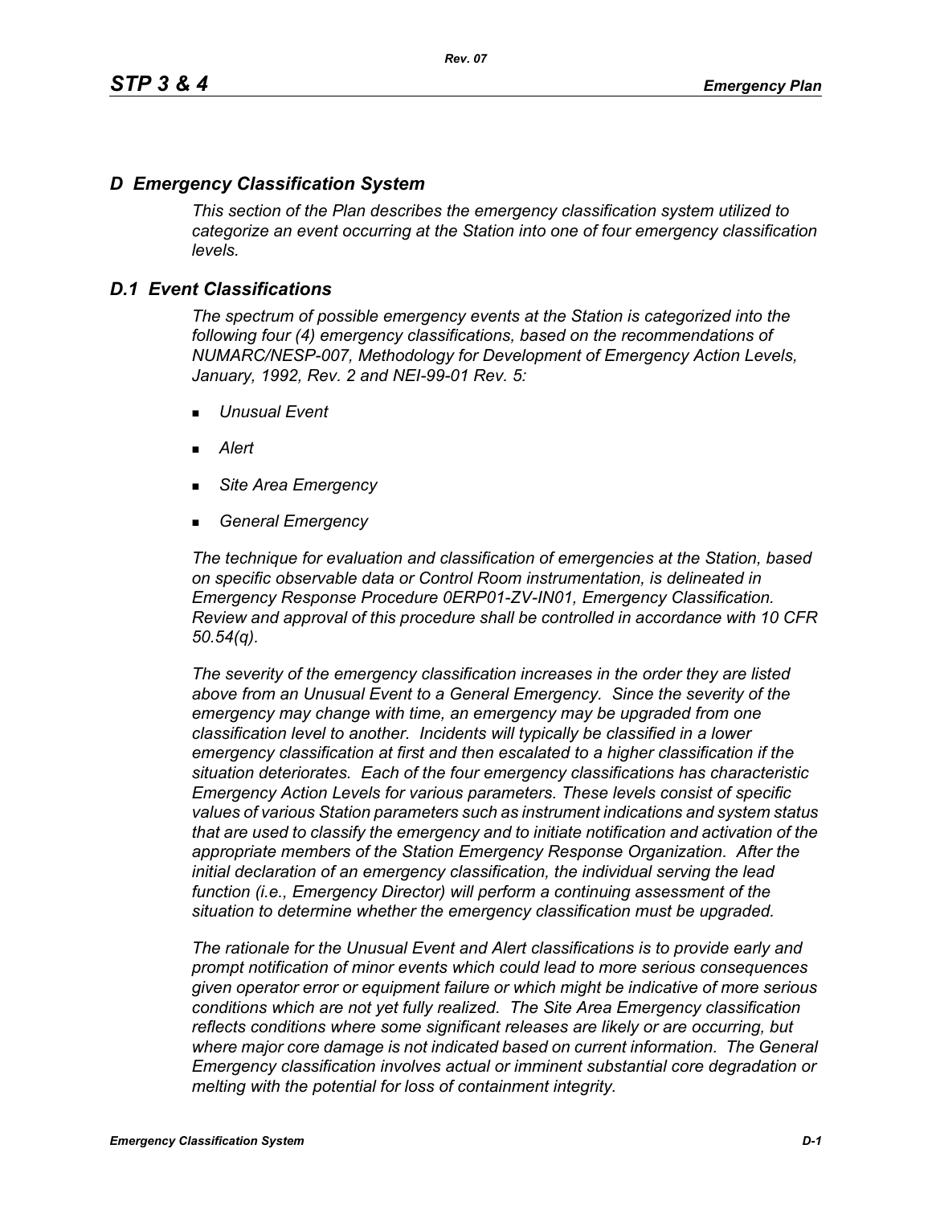# *D Emergency Classification System*

*This section of the Plan describes the emergency classification system utilized to categorize an event occurring at the Station into one of four emergency classification levels.*

## *D.1 Event Classifications*

*The spectrum of possible emergency events at the Station is categorized into the following four (4) emergency classifications, based on the recommendations of NUMARC/NESP-007, Methodology for Development of Emergency Action Levels, January, 1992, Rev. 2 and NEI-99-01 Rev. 5:*

- *Unusual Event*
- *Alert*
- *Site Area Emergency*
- *General Emergency*

*The technique for evaluation and classification of emergencies at the Station, based on specific observable data or Control Room instrumentation, is delineated in Emergency Response Procedure 0ERP01-ZV-IN01, Emergency Classification. Review and approval of this procedure shall be controlled in accordance with 10 CFR 50.54(q).*

*The severity of the emergency classification increases in the order they are listed above from an Unusual Event to a General Emergency. Since the severity of the emergency may change with time, an emergency may be upgraded from one classification level to another. Incidents will typically be classified in a lower emergency classification at first and then escalated to a higher classification if the situation deteriorates. Each of the four emergency classifications has characteristic Emergency Action Levels for various parameters. These levels consist of specific values of various Station parameters such as instrument indications and system status that are used to classify the emergency and to initiate notification and activation of the appropriate members of the Station Emergency Response Organization. After the initial declaration of an emergency classification, the individual serving the lead function (i.e., Emergency Director) will perform a continuing assessment of the situation to determine whether the emergency classification must be upgraded.*

*The rationale for the Unusual Event and Alert classifications is to provide early and prompt notification of minor events which could lead to more serious consequences given operator error or equipment failure or which might be indicative of more serious conditions which are not yet fully realized. The Site Area Emergency classification reflects conditions where some significant releases are likely or are occurring, but where major core damage is not indicated based on current information. The General Emergency classification involves actual or imminent substantial core degradation or melting with the potential for loss of containment integrity.*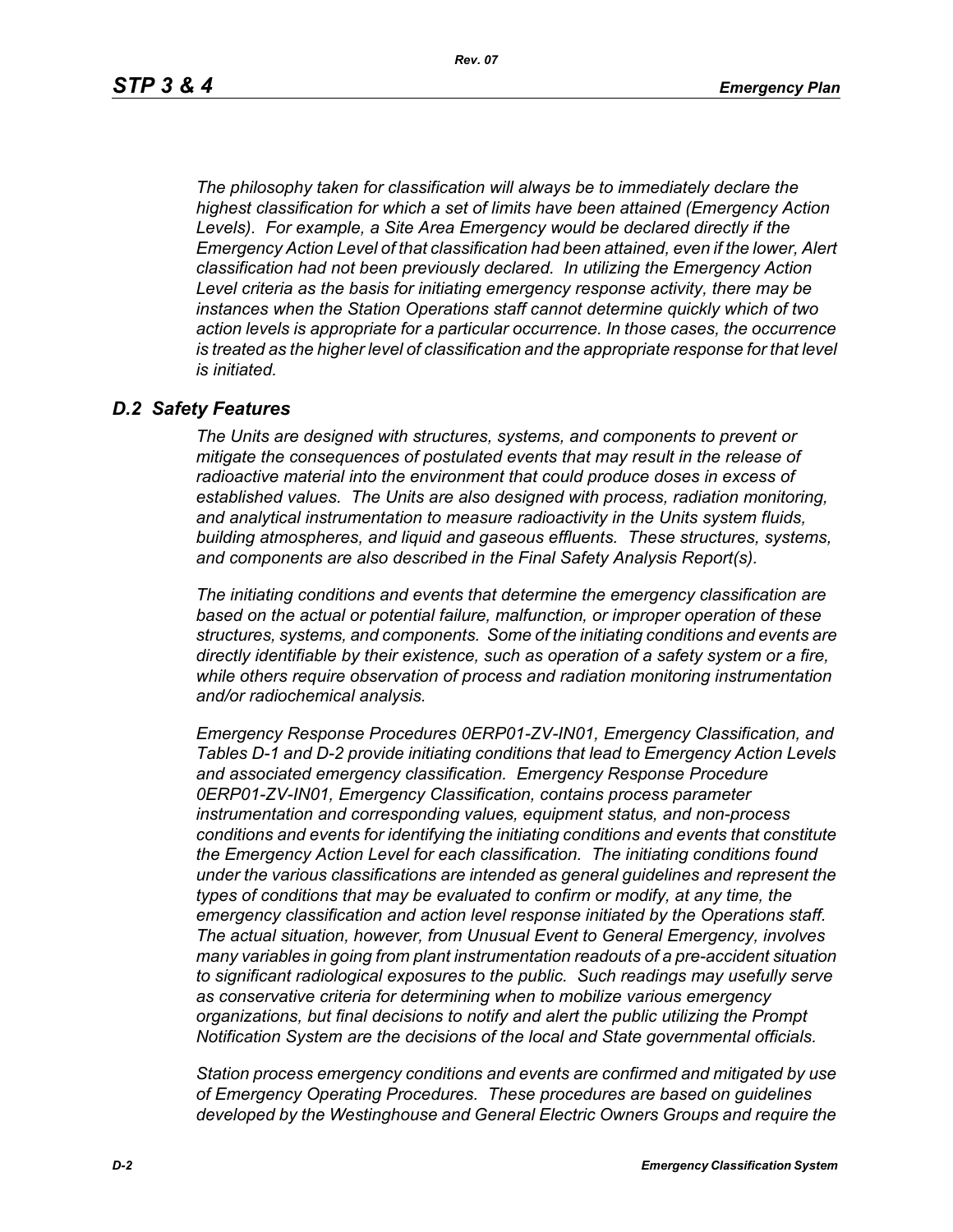*The philosophy taken for classification will always be to immediately declare the highest classification for which a set of limits have been attained (Emergency Action Levels). For example, a Site Area Emergency would be declared directly if the Emergency Action Level of that classification had been attained, even if the lower, Alert classification had not been previously declared. In utilizing the Emergency Action Level criteria as the basis for initiating emergency response activity, there may be instances when the Station Operations staff cannot determine quickly which of two action levels is appropriate for a particular occurrence. In those cases, the occurrence is treated as the higher level of classification and the appropriate response for that level is initiated.*

## *D.2 Safety Features*

*The Units are designed with structures, systems, and components to prevent or mitigate the consequences of postulated events that may result in the release of radioactive material into the environment that could produce doses in excess of established values. The Units are also designed with process, radiation monitoring, and analytical instrumentation to measure radioactivity in the Units system fluids, building atmospheres, and liquid and gaseous effluents. These structures, systems, and components are also described in the Final Safety Analysis Report(s).*

*The initiating conditions and events that determine the emergency classification are based on the actual or potential failure, malfunction, or improper operation of these structures, systems, and components. Some of the initiating conditions and events are directly identifiable by their existence, such as operation of a safety system or a fire, while others require observation of process and radiation monitoring instrumentation and/or radiochemical analysis.*

*Emergency Response Procedures 0ERP01-ZV-IN01, Emergency Classification, and Tables D-1 and D-2 provide initiating conditions that lead to Emergency Action Levels and associated emergency classification. Emergency Response Procedure 0ERP01-ZV-IN01, Emergency Classification, contains process parameter instrumentation and corresponding values, equipment status, and non-process conditions and events for identifying the initiating conditions and events that constitute the Emergency Action Level for each classification. The initiating conditions found under the various classifications are intended as general guidelines and represent the types of conditions that may be evaluated to confirm or modify, at any time, the emergency classification and action level response initiated by the Operations staff. The actual situation, however, from Unusual Event to General Emergency, involves many variables in going from plant instrumentation readouts of a pre-accident situation to significant radiological exposures to the public. Such readings may usefully serve as conservative criteria for determining when to mobilize various emergency organizations, but final decisions to notify and alert the public utilizing the Prompt Notification System are the decisions of the local and State governmental officials.*

*Station process emergency conditions and events are confirmed and mitigated by use of Emergency Operating Procedures. These procedures are based on guidelines developed by the Westinghouse and General Electric Owners Groups and require the*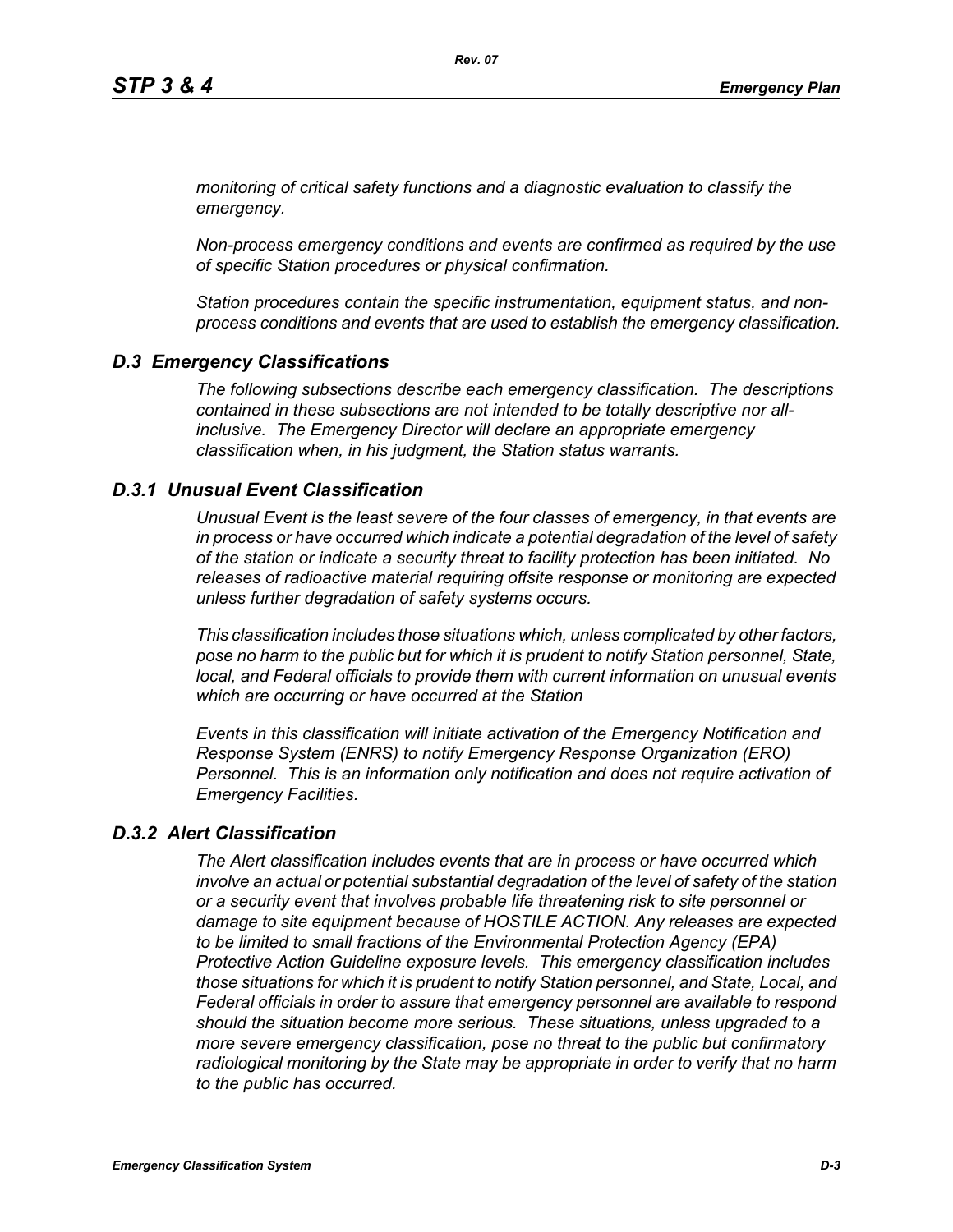*monitoring of critical safety functions and a diagnostic evaluation to classify the emergency.*

*Non-process emergency conditions and events are confirmed as required by the use of specific Station procedures or physical confirmation.*

*Station procedures contain the specific instrumentation, equipment status, and non-process conditions and events that are used to establish the emergency classification.*

## *D.3 Emergency Classifications*

*The following subsections describe each emergency classification. The descriptions contained in these subsections are not intended to be totally descriptive nor all-inclusive. The Emergency Director will declare an appropriate emergency classification when, in his judgment, the Station status warrants.*

### *D.3.1 Unusual Event Classification*

*Unusual Event is the least severe of the four classes of emergency, in that events are in process or have occurred which indicate a potential degradation of the level of safety of the station or indicate a security threat to facility protection has been initiated. No releases of radioactive material requiring offsite response or monitoring are expected unless further degradation of safety systems occurs.*

*This classification includes those situations which, unless complicated by other factors, pose no harm to the public but for which it is prudent to notify Station personnel, State, local, and Federal officials to provide them with current information on unusual events which are occurring or have occurred at the Station*

*Events in this classification will initiate activation of the Emergency Notification and Response System (ENRS) to notify Emergency Response Organization (ERO) Personnel. This is an information only notification and does not require activation of Emergency Facilities.*

### *D.3.2 Alert Classification*

*The Alert classification includes events that are in process or have occurred which involve an actual or potential substantial degradation of the level of safety of the station or a security event that involves probable life threatening risk to site personnel or damage to site equipment because of HOSTILE ACTION. Any releases are expected to be limited to small fractions of the Environmental Protection Agency (EPA) Protective Action Guideline exposure levels. This emergency classification includes those situations for which it is prudent to notify Station personnel, and State, Local, and Federal officials in order to assure that emergency personnel are available to respond should the situation become more serious. These situations, unless upgraded to a more severe emergency classification, pose no threat to the public but confirmatory radiological monitoring by the State may be appropriate in order to verify that no harm to the public has occurred.*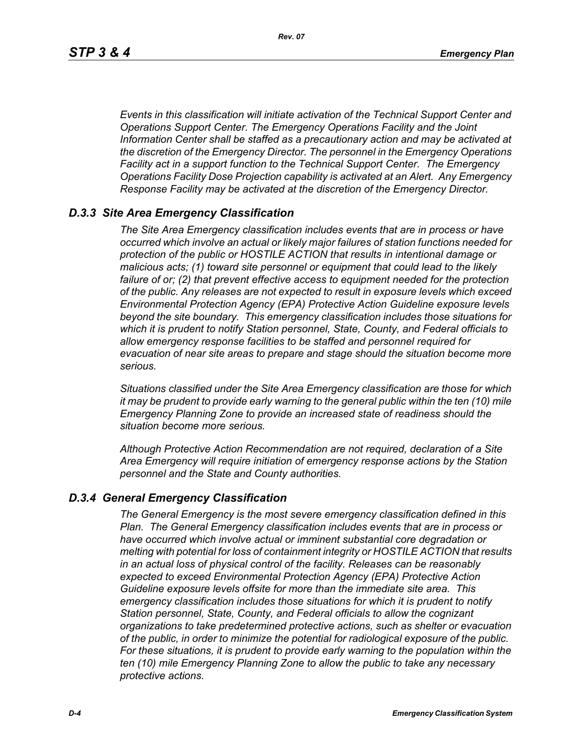*Events in this classification will initiate activation of the Technical Support Center and Operations Support Center. The Emergency Operations Facility and the Joint Information Center shall be staffed as a precautionary action and may be activated at the discretion of the Emergency Director. The personnel in the Emergency Operations Facility act in a support function to the Technical Support Center. The Emergency Operations Facility Dose Projection capability is activated at an Alert. Any Emergency Response Facility may be activated at the discretion of the Emergency Director.*

### *D.3.3 Site Area Emergency Classification*

*The Site Area Emergency classification includes events that are in process or have occurred which involve an actual or likely major failures of station functions needed for protection of the public or HOSTILE ACTION that results in intentional damage or malicious acts; (1) toward site personnel or equipment that could lead to the likely failure of or; (2) that prevent effective access to equipment needed for the protection of the public. Any releases are not expected to result in exposure levels which exceed Environmental Protection Agency (EPA) Protective Action Guideline exposure levels beyond the site boundary. This emergency classification includes those situations for which it is prudent to notify Station personnel, State, County, and Federal officials to allow emergency response facilities to be staffed and personnel required for evacuation of near site areas to prepare and stage should the situation become more serious.*

*Situations classified under the Site Area Emergency classification are those for which it may be prudent to provide early warning to the general public within the ten (10) mile Emergency Planning Zone to provide an increased state of readiness should the situation become more serious.*

*Although Protective Action Recommendation are not required, declaration of a Site Area Emergency will require initiation of emergency response actions by the Station personnel and the State and County authorities.*

### *D.3.4 General Emergency Classification*

*The General Emergency is the most severe emergency classification defined in this Plan. The General Emergency classification includes events that are in process or have occurred which involve actual or imminent substantial core degradation or melting with potential for loss of containment integrity or HOSTILE ACTION that results in an actual loss of physical control of the facility. Releases can be reasonably expected to exceed Environmental Protection Agency (EPA) Protective Action Guideline exposure levels offsite for more than the immediate site area. This emergency classification includes those situations for which it is prudent to notify Station personnel, State, County, and Federal officials to allow the cognizant organizations to take predetermined protective actions, such as shelter or evacuation of the public, in order to minimize the potential for radiological exposure of the public. For these situations, it is prudent to provide early warning to the population within the ten (10) mile Emergency Planning Zone to allow the public to take any necessary protective actions.*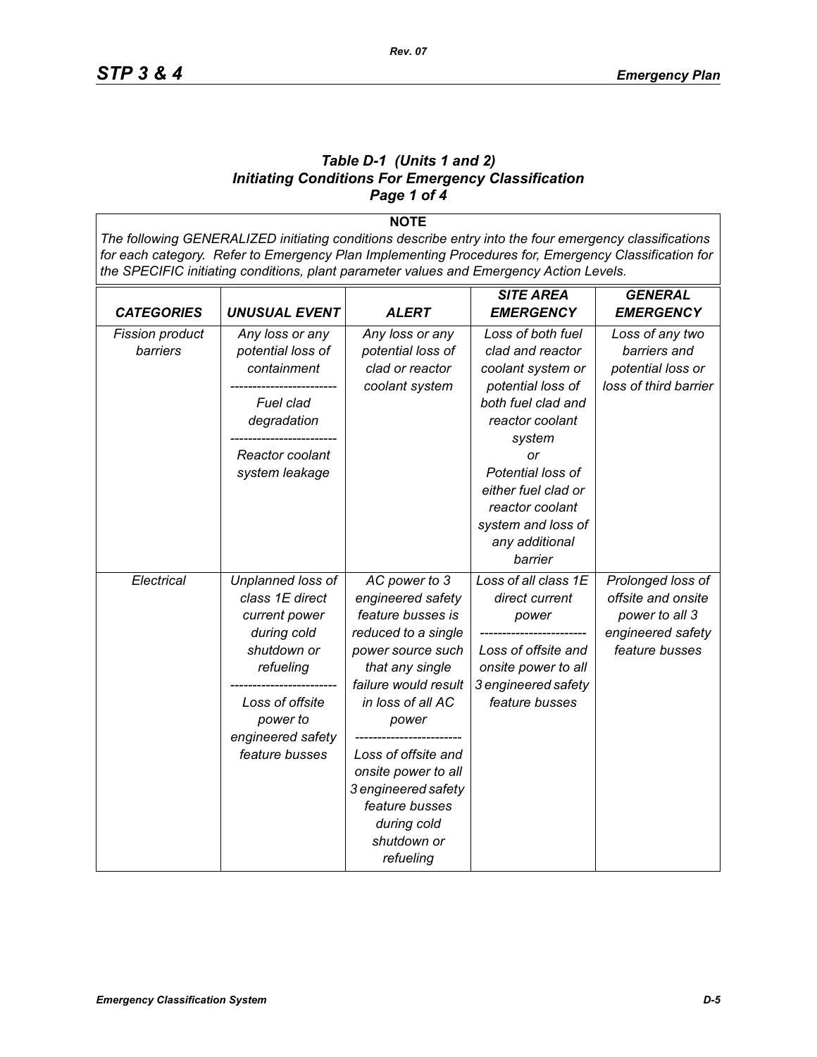### *Table D-1 (Units 1 and 2)*
### *Initiating Conditions For Emergency Classification*
### *Page 1 of 4*

**NOTE**

*The following GENERALIZED initiating conditions describe entry into the four emergency classifications for each category. Refer to Emergency Plan Implementing Procedures for, Emergency Classification for the SPECIFIC initiating conditions, plant parameter values and Emergency Action Levels.*

| *CATEGORIES* | *UNUSUAL EVENT* | *ALERT* | *SITE AREA EMERGENCY* | *GENERAL EMERGENCY* |
|---|---|---|---|---|
| *Fission product barriers* | *Any loss or any potential loss of containment* <br> ------------------------ <br> *Fuel clad degradation* <br> ------------------------ <br> *Reactor coolant system leakage* | *Any loss or any potential loss of clad or reactor coolant system* | *Loss of both fuel clad and reactor coolant system or potential loss of both fuel clad and reactor coolant system* <br> *or* <br> *Potential loss of either fuel clad or reactor coolant system and loss of any additional barrier* | *Loss of any two barriers and potential loss or loss of third barrier* |
| *Electrical* | *Unplanned loss of class 1E direct current power during cold shutdown or refueling* <br> ------------------------ <br> *Loss of offsite power to engineered safety feature busses* | *AC power to 3 engineered safety feature busses is reduced to a single power source such that any single failure would result in loss of all AC power* <br> ------------------------ <br> *Loss of offsite and onsite power to all 3 engineered safety feature busses during cold shutdown or refueling* | *Loss of all class 1E direct current power* <br> ------------------------ <br> *Loss of offsite and onsite power to all 3 engineered safety feature busses* | *Prolonged loss of offsite and onsite power to all 3 engineered safety feature busses* |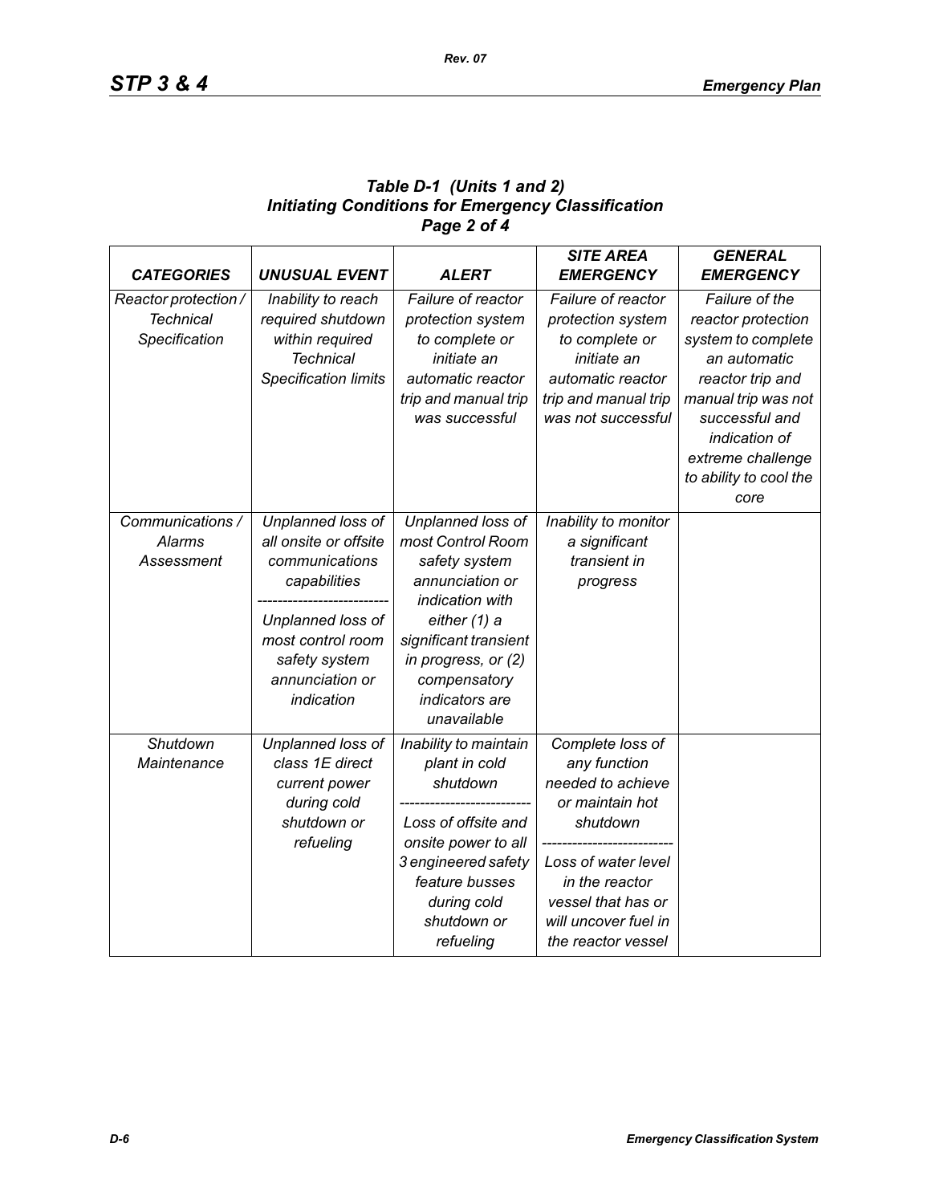**Table D-1 (Units 1 and 2)**
**Initiating Conditions for Emergency Classification**
**Page 2 of 4**

| CATEGORIES | UNUSUAL EVENT | ALERT | SITE AREA EMERGENCY | GENERAL EMERGENCY |
|---|---|---|---|---|
| Reactor protection / Technical Specification | Inability to reach required shutdown within required Technical Specification limits | Failure of reactor protection system to complete or initiate an automatic reactor trip and manual trip was successful | Failure of reactor protection system to complete or initiate an automatic reactor trip and manual trip was not successful | Failure of the reactor protection system to complete an automatic reactor trip and manual trip was not successful and indication of extreme challenge to ability to cool the core |
| Communications / Alarms Assessment | Unplanned loss of all onsite or offsite communications capabilities<br>-------------------------<br>Unplanned loss of most control room safety system annunciation or indication | Unplanned loss of most Control Room safety system annunciation or indication with either (1) a significant transient in progress, or (2) compensatory indicators are unavailable | Inability to monitor a significant transient in progress | |
| Shutdown Maintenance | Unplanned loss of class 1E direct current power during cold shutdown or refueling | Inability to maintain plant in cold shutdown<br>-------------------------<br>Loss of offsite and onsite power to all 3 engineered safety feature busses during cold shutdown or refueling | Complete loss of any function needed to achieve or maintain hot shutdown<br>-------------------------<br>Loss of water level in the reactor vessel that has or will uncover fuel in the reactor vessel | |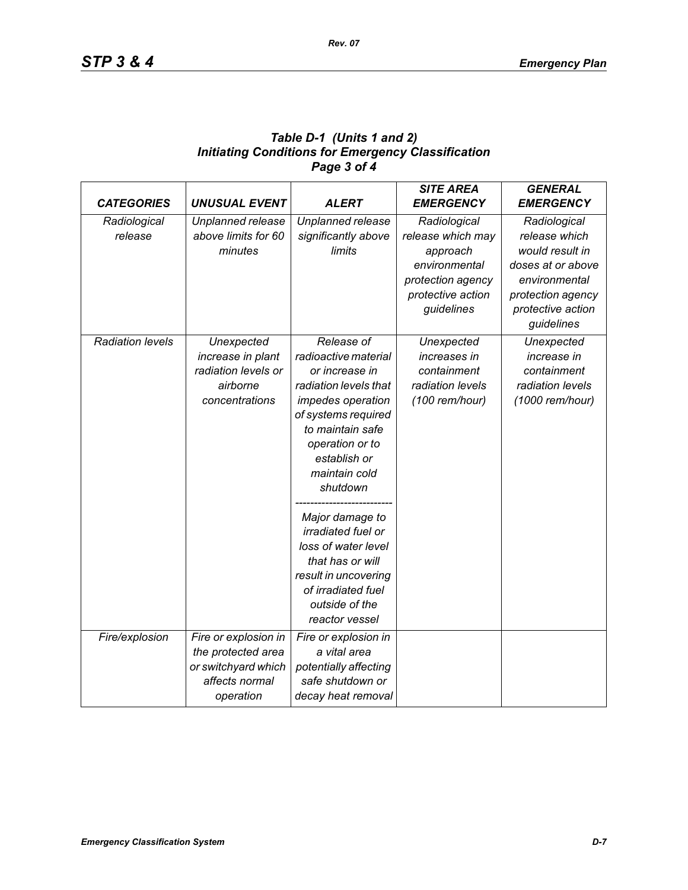***Table D-1 (Units 1 and 2)***
***Initiating Conditions for Emergency Classification***
***Page 3 of 4***

| *CATEGORIES* | *UNUSUAL EVENT* | *ALERT* | *SITE AREA EMERGENCY* | *GENERAL EMERGENCY* |
|---|---|---|---|---|
| *Radiological release* | *Unplanned release above limits for 60 minutes* | *Unplanned release significantly above limits* | *Radiological release which may approach environmental protection agency protective action guidelines* | *Radiological release which would result in doses at or above environmental protection agency protective action guidelines* |
| *Radiation levels* | *Unexpected increase in plant radiation levels or airborne concentrations* | *Release of radioactive material or increase in radiation levels that impedes operation of systems required to maintain safe operation or to establish or maintain cold shutdown* ------------------------- *Major damage to irradiated fuel or loss of water level that has or will result in uncovering of irradiated fuel outside of the reactor vessel* | *Unexpected increases in containment radiation levels (100 rem/hour)* | *Unexpected increase in containment radiation levels (1000 rem/hour)* |
| *Fire/explosion* | *Fire or explosion in the protected area or switchyard which affects normal operation* | *Fire or explosion in a vital area potentially affecting safe shutdown or decay heat removal* | | |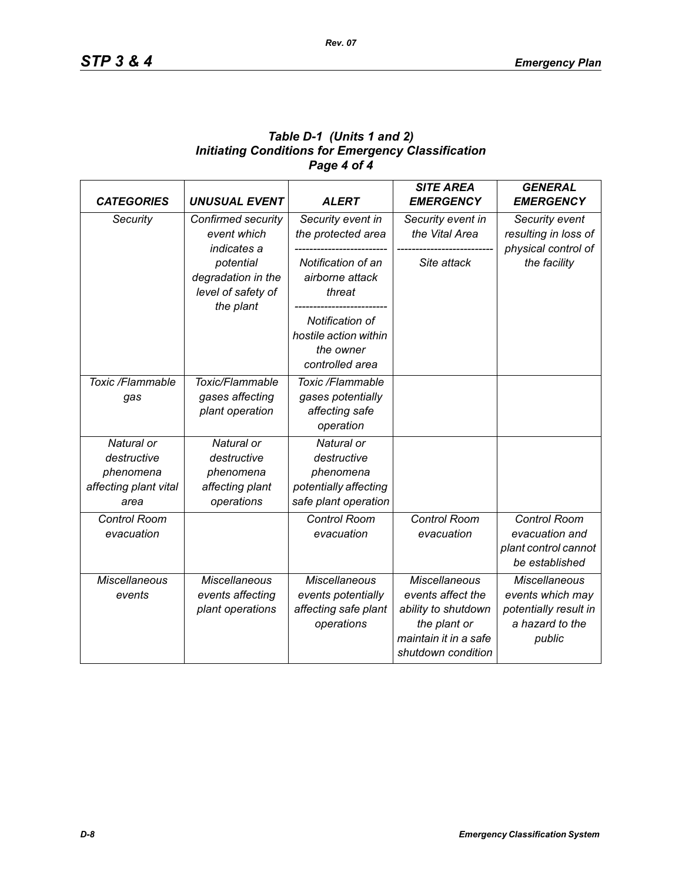**Table D-1 (Units 1 and 2)**
**Initiating Conditions for Emergency Classification**
**Page 4 of 4**

| *CATEGORIES* | *UNUSUAL EVENT* | *ALERT* | *SITE AREA EMERGENCY* | *GENERAL EMERGENCY* |
|---|---|---|---|---|
| *Security* | *Confirmed security event which indicates a potential degradation in the level of safety of the plant* | *Security event in the protected area* <br> ------------------------- <br> *Notification of an airborne attack threat* <br> ------------------------- <br> *Notification of hostile action within the owner controlled area* | *Security event in the Vital Area* <br> ------------------------- <br> *Site attack* | *Security event resulting in loss of physical control of the facility* |
| *Toxic /Flammable gas* | *Toxic/Flammable gases affecting plant operation* | *Toxic /Flammable gases potentially affecting safe operation* | | |
| *Natural or destructive phenomena affecting plant vital area* | *Natural or destructive phenomena affecting plant operations* | *Natural or destructive phenomena potentially affecting safe plant operation* | | |
| *Control Room evacuation* | | *Control Room evacuation* | *Control Room evacuation* | *Control Room evacuation and plant control cannot be established* |
| *Miscellaneous events* | *Miscellaneous events affecting plant operations* | *Miscellaneous events potentially affecting safe plant operations* | *Miscellaneous events affect the ability to shutdown the plant or maintain it in a safe shutdown condition* | *Miscellaneous events which may potentially result in a hazard to the public* |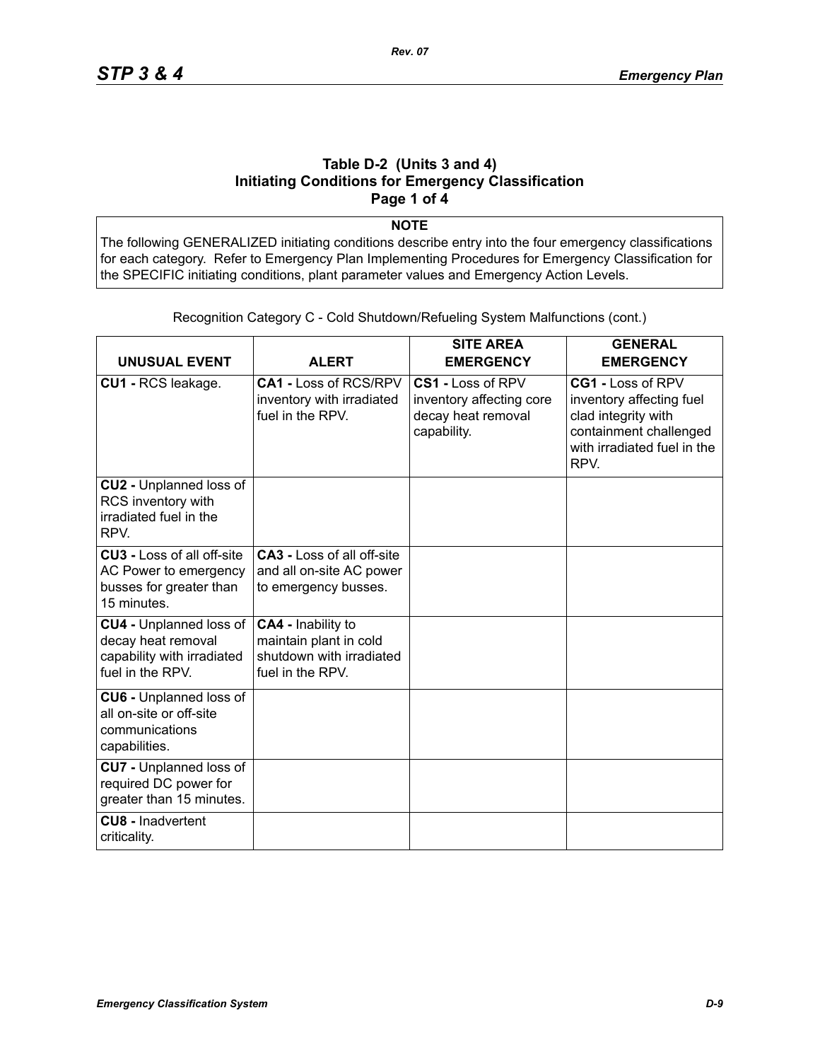## Table D-2 (Units 3 and 4) Initiating Conditions for Emergency Classification Page 1 of 4

**NOTE**

The following GENERALIZED initiating conditions describe entry into the four emergency classifications for each category. Refer to Emergency Plan Implementing Procedures for Emergency Classification for the SPECIFIC initiating conditions, plant parameter values and Emergency Action Levels.

Recognition Category C - Cold Shutdown/Refueling System Malfunctions (cont.)

| UNUSUAL EVENT | ALERT | SITE AREA EMERGENCY | GENERAL EMERGENCY |
|---|---|---|---|
| **CU1 -** RCS leakage. | **CA1 -** Loss of RCS/RPV inventory with irradiated fuel in the RPV. | **CS1 -** Loss of RPV inventory affecting core decay heat removal capability. | **CG1 -** Loss of RPV inventory affecting fuel clad integrity with containment challenged with irradiated fuel in the RPV. |
| **CU2 -** Unplanned loss of RCS inventory with irradiated fuel in the RPV. | | | |
| **CU3 -** Loss of all off-site AC Power to emergency busses for greater than 15 minutes. | **CA3 -** Loss of all off-site and all on-site AC power to emergency busses. | | |
| **CU4 -** Unplanned loss of decay heat removal capability with irradiated fuel in the RPV. | **CA4 -** Inability to maintain plant in cold shutdown with irradiated fuel in the RPV. | | |
| **CU6 -** Unplanned loss of all on-site or off-site communications capabilities. | | | |
| **CU7 -** Unplanned loss of required DC power for greater than 15 minutes. | | | |
| **CU8 -** Inadvertent criticality. | | | |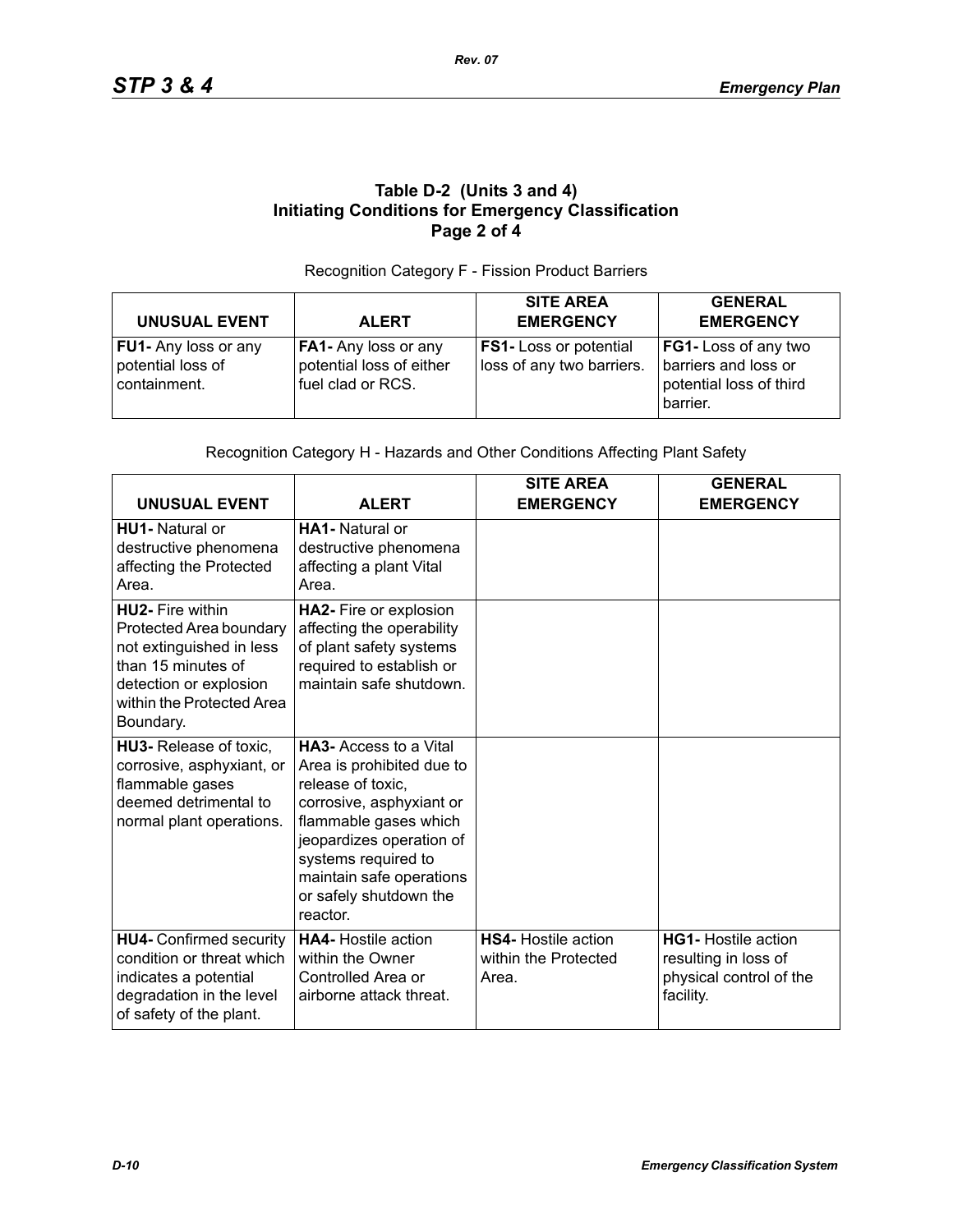### Table D-2 (Units 3 and 4)
### Initiating Conditions for Emergency Classification
### Page 2 of 4

Recognition Category F - Fission Product Barriers

| UNUSUAL EVENT | ALERT | SITE AREA EMERGENCY | GENERAL EMERGENCY |
|---|---|---|---|
| **FU1-** Any loss or any potential loss of containment. | **FA1-** Any loss or any potential loss of either fuel clad or RCS. | **FS1-** Loss or potential loss of any two barriers. | **FG1-** Loss of any two barriers and loss or potential loss of third barrier. |

Recognition Category H - Hazards and Other Conditions Affecting Plant Safety

| UNUSUAL EVENT | ALERT | SITE AREA EMERGENCY | GENERAL EMERGENCY |
|---|---|---|---|
| **HU1-** Natural or destructive phenomena affecting the Protected Area. | **HA1-** Natural or destructive phenomena affecting a plant Vital Area. | | |
| **HU2-** Fire within Protected Area boundary not extinguished in less than 15 minutes of detection or explosion within the Protected Area Boundary. | **HA2-** Fire or explosion affecting the operability of plant safety systems required to establish or maintain safe shutdown. | | |
| **HU3-** Release of toxic, corrosive, asphyxiant, or flammable gases deemed detrimental to normal plant operations. | **HA3-** Access to a Vital Area is prohibited due to release of toxic, corrosive, asphyxiant or flammable gases which jeopardizes operation of systems required to maintain safe operations or safely shutdown the reactor. | | |
| **HU4-** Confirmed security condition or threat which indicates a potential degradation in the level of safety of the plant. | **HA4-** Hostile action within the Owner Controlled Area or airborne attack threat. | **HS4-** Hostile action within the Protected Area. | **HG1-** Hostile action resulting in loss of physical control of the facility. |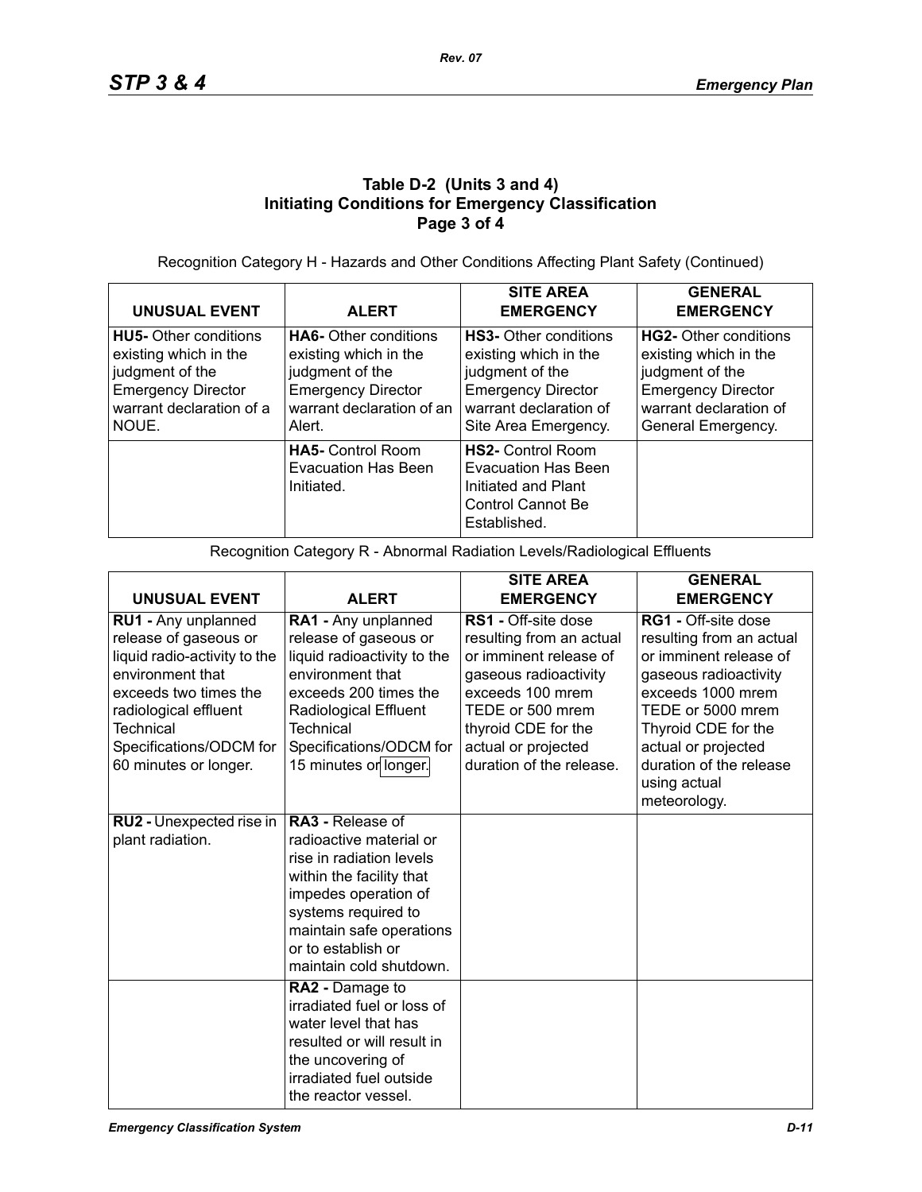### Table D-2 (Units 3 and 4)
### Initiating Conditions for Emergency Classification
### Page 3 of 4

Recognition Category H - Hazards and Other Conditions Affecting Plant Safety (Continued)

| UNUSUAL EVENT | ALERT | SITE AREA EMERGENCY | GENERAL EMERGENCY |
|---|---|---|---|
| **HU5-** Other conditions existing which in the judgment of the Emergency Director warrant declaration of a NOUE. | **HA6-** Other conditions existing which in the judgment of the Emergency Director warrant declaration of an Alert. | **HS3-** Other conditions existing which in the judgment of the Emergency Director warrant declaration of Site Area Emergency. | **HG2-** Other conditions existing which in the judgment of the Emergency Director warrant declaration of General Emergency. |
| | **HA5-** Control Room Evacuation Has Been Initiated. | **HS2-** Control Room Evacuation Has Been Initiated and Plant Control Cannot Be Established. | |

Recognition Category R - Abnormal Radiation Levels/Radiological Effluents

| UNUSUAL EVENT | ALERT | SITE AREA EMERGENCY | GENERAL EMERGENCY |
|---|---|---|---|
| **RU1 -** Any unplanned release of gaseous or liquid radio-activity to the environment that exceeds two times the radiological effluent Technical Specifications/ODCM for 60 minutes or longer. | **RA1 -** Any unplanned release of gaseous or liquid radioactivity to the environment that exceeds 200 times the Radiological Effluent Technical Specifications/ODCM for 15 minutes or longer. | **RS1 -** Off-site dose resulting from an actual or imminent release of gaseous radioactivity exceeds 100 mrem TEDE or 500 mrem thyroid CDE for the actual or projected duration of the release. | **RG1 -** Off-site dose resulting from an actual or imminent release of gaseous radioactivity exceeds 1000 mrem TEDE or 5000 mrem Thyroid CDE for the actual or projected duration of the release using actual meteorology. |
| **RU2 -** Unexpected rise in plant radiation. | **RA3 -** Release of radioactive material or rise in radiation levels within the facility that impedes operation of systems required to maintain safe operations or to establish or maintain cold shutdown. | | |
| | **RA2 -** Damage to irradiated fuel or loss of water level that has resulted or will result in the uncovering of irradiated fuel outside the reactor vessel. | | |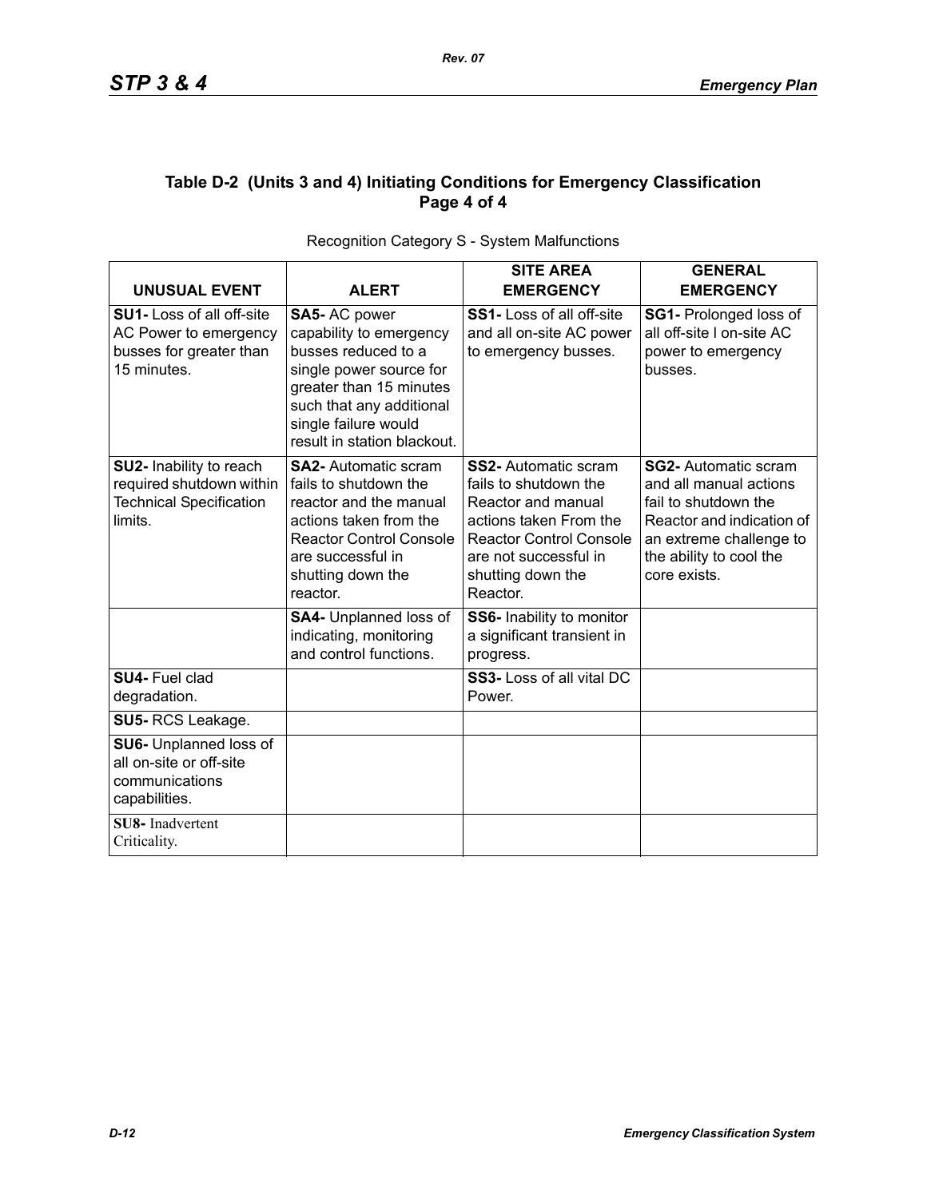### Table D-2 (Units 3 and 4) Initiating Conditions for Emergency Classification Page 4 of 4

Recognition Category S - System Malfunctions

| UNUSUAL EVENT | ALERT | SITE AREA EMERGENCY | GENERAL EMERGENCY |
|---|---|---|---|
| **SU1-** Loss of all off-site AC Power to emergency busses for greater than 15 minutes. | **SA5-** AC power capability to emergency busses reduced to a single power source for greater than 15 minutes such that any additional single failure would result in station blackout. | **SS1-** Loss of all off-site and all on-site AC power to emergency busses. | **SG1-** Prolonged loss of all off-site l on-site AC power to emergency busses. |
| **SU2-** Inability to reach required shutdown within Technical Specification limits. | **SA2-** Automatic scram fails to shutdown the reactor and the manual actions taken from the Reactor Control Console are successful in shutting down the reactor. | **SS2-** Automatic scram fails to shutdown the Reactor and manual actions taken From the Reactor Control Console are not successful in shutting down the Reactor. | **SG2-** Automatic scram and all manual actions fail to shutdown the Reactor and indication of an extreme challenge to the ability to cool the core exists. |
| | **SA4-** Unplanned loss of indicating, monitoring and control functions. | **SS6-** Inability to monitor a significant transient in progress. | |
| **SU4-** Fuel clad degradation. | | **SS3-** Loss of all vital DC Power. | |
| **SU5-** RCS Leakage. | | | |
| **SU6-** Unplanned loss of all on-site or off-site communications capabilities. | | | |
| **SU8-** Inadvertent Criticality. | | | |